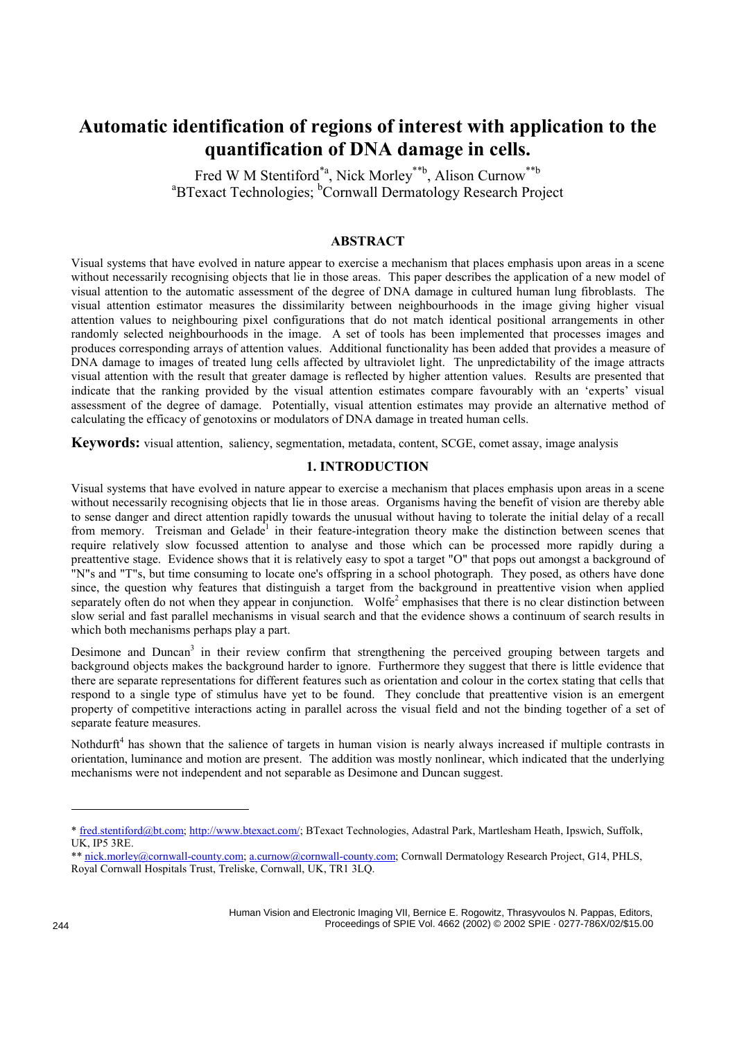# Automatic identification of regions of interest with application to the quantification of DNA damage in cells.

Fred W M Stentiford[*a], Nick Morley[**b], Alison Curnow[**b]
[a]BTexact Technologies; [b]Cornwall Dermatology Research Project

## ABSTRACT

Visual systems that have evolved in nature appear to exercise a mechanism that places emphasis upon areas in a scene without necessarily recognising objects that lie in those areas. This paper describes the application of a new model of visual attention to the automatic assessment of the degree of DNA damage in cultured human lung fibroblasts. The visual attention estimator measures the dissimilarity between neighbourhoods in the image giving higher visual attention values to neighbouring pixel configurations that do not match identical positional arrangements in other randomly selected neighbourhoods in the image. A set of tools has been implemented that processes images and produces corresponding arrays of attention values. Additional functionality has been added that provides a measure of DNA damage to images of treated lung cells affected by ultraviolet light. The unpredictability of the image attracts visual attention with the result that greater damage is reflected by higher attention values. Results are presented that indicate that the ranking provided by the visual attention estimates compare favourably with an 'experts' visual assessment of the degree of damage. Potentially, visual attention estimates may provide an alternative method of calculating the efficacy of genotoxins or modulators of DNA damage in treated human cells.

**Keywords:** visual attention, saliency, segmentation, metadata, content, SCGE, comet assay, image analysis

## 1. INTRODUCTION

Visual systems that have evolved in nature appear to exercise a mechanism that places emphasis upon areas in a scene without necessarily recognising objects that lie in those areas. Organisms having the benefit of vision are thereby able to sense danger and direct attention rapidly towards the unusual without having to tolerate the initial delay of a recall from memory. Treisman and Gelade[1] in their feature-integration theory make the distinction between scenes that require relatively slow focussed attention to analyse and those which can be processed more rapidly during a preattentive stage. Evidence shows that it is relatively easy to spot a target "O" that pops out amongst a background of "N"s and "T"s, but time consuming to locate one's offspring in a school photograph. They posed, as others have done since, the question why features that distinguish a target from the background in preattentive vision when applied separately often do not when they appear in conjunction. Wolfe[2] emphasises that there is no clear distinction between slow serial and fast parallel mechanisms in visual search and that the evidence shows a continuum of search results in which both mechanisms perhaps play a part.

Desimone and Duncan[3] in their review confirm that strengthening the perceived grouping between targets and background objects makes the background harder to ignore. Furthermore they suggest that there is little evidence that there are separate representations for different features such as orientation and colour in the cortex stating that cells that respond to a single type of stimulus have yet to be found. They conclude that preattentive vision is an emergent property of competitive interactions acting in parallel across the visual field and not the binding together of a set of separate feature measures.

Nothdurft[4] has shown that the salience of targets in human vision is nearly always increased if multiple contrasts in orientation, luminance and motion are present. The addition was mostly nonlinear, which indicated that the underlying mechanisms were not independent and not separable as Desimone and Duncan suggest.

---

\* fred.stentiford@bt.com; http://www.btexact.com/; BTexact Technologies, Adastral Park, Martlesham Heath, Ipswich, Suffolk, UK, IP5 3RE.

\*\* nick.morley@cornwall-county.com; a.curnow@cornwall-county.com; Cornwall Dermatology Research Project, G14, PHLS, Royal Cornwall Hospitals Trust, Treliske, Cornwall, UK, TR1 3LQ.

Human Vision and Electronic Imaging VII, Bernice E. Rogowitz, Thrasyvoulos N. Pappas, Editors, Proceedings of SPIE Vol. 4662 (2002) © 2002 SPIE · 0277-786X/02/$15.00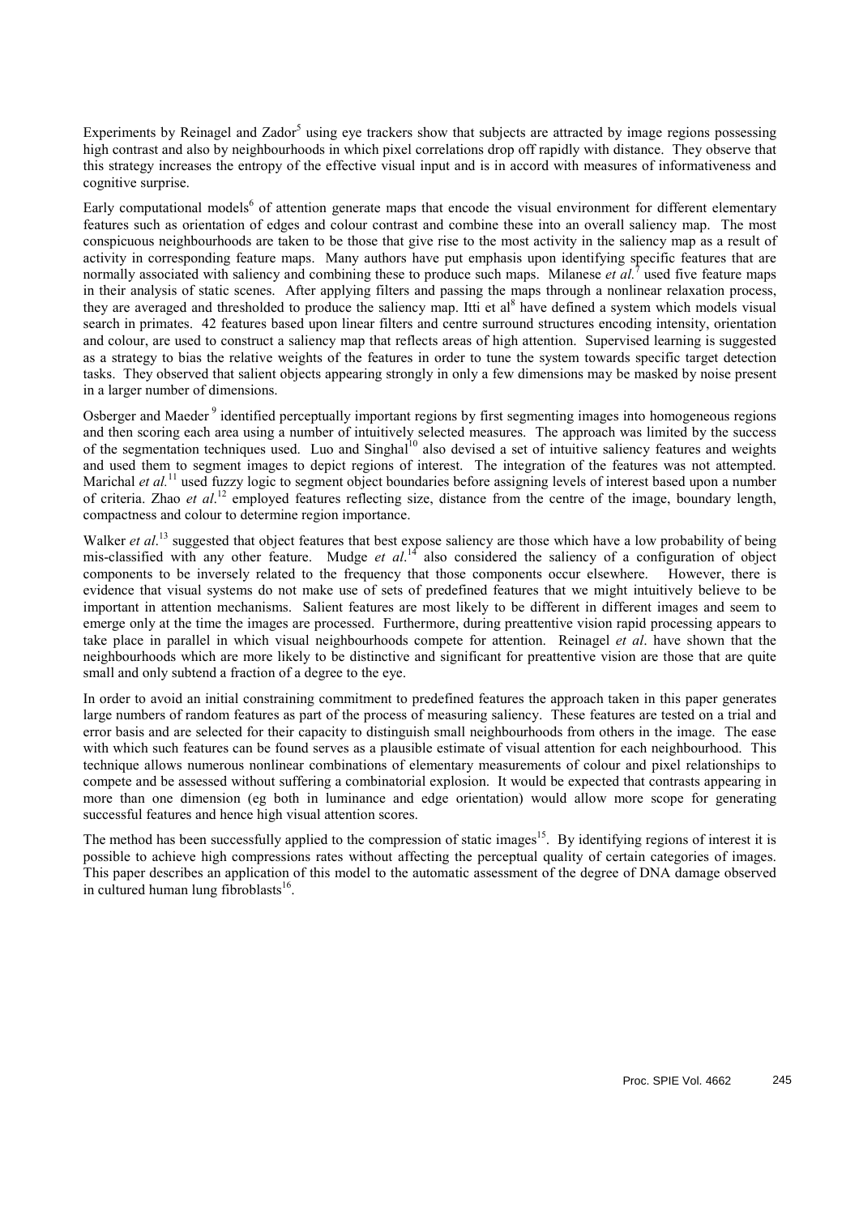Experiments by Reinagel and Zador[5] using eye trackers show that subjects are attracted by image regions possessing high contrast and also by neighbourhoods in which pixel correlations drop off rapidly with distance. They observe that this strategy increases the entropy of the effective visual input and is in accord with measures of informativeness and cognitive surprise.

Early computational models[6] of attention generate maps that encode the visual environment for different elementary features such as orientation of edges and colour contrast and combine these into an overall saliency map. The most conspicuous neighbourhoods are taken to be those that give rise to the most activity in the saliency map as a result of activity in corresponding feature maps. Many authors have put emphasis upon identifying specific features that are normally associated with saliency and combining these to produce such maps. Milanese *et al.*[7] used five feature maps in their analysis of static scenes. After applying filters and passing the maps through a nonlinear relaxation process, they are averaged and thresholded to produce the saliency map. Itti et al[8] have defined a system which models visual search in primates. 42 features based upon linear filters and centre surround structures encoding intensity, orientation and colour, are used to construct a saliency map that reflects areas of high attention. Supervised learning is suggested as a strategy to bias the relative weights of the features in order to tune the system towards specific target detection tasks. They observed that salient objects appearing strongly in only a few dimensions may be masked by noise present in a larger number of dimensions.

Osberger and Maeder [9] identified perceptually important regions by first segmenting images into homogeneous regions and then scoring each area using a number of intuitively selected measures. The approach was limited by the success of the segmentation techniques used. Luo and Singhal[10] also devised a set of intuitive saliency features and weights and used them to segment images to depict regions of interest. The integration of the features was not attempted. Marichal *et al.*[11] used fuzzy logic to segment object boundaries before assigning levels of interest based upon a number of criteria. Zhao *et al*.[12] employed features reflecting size, distance from the centre of the image, boundary length, compactness and colour to determine region importance.

Walker *et al*.[13] suggested that object features that best expose saliency are those which have a low probability of being mis-classified with any other feature. Mudge *et al*.[14] also considered the saliency of a configuration of object components to be inversely related to the frequency that those components occur elsewhere. However, there is evidence that visual systems do not make use of sets of predefined features that we might intuitively believe to be important in attention mechanisms. Salient features are most likely to be different in different images and seem to emerge only at the time the images are processed. Furthermore, during preattentive vision rapid processing appears to take place in parallel in which visual neighbourhoods compete for attention. Reinagel *et al*. have shown that the neighbourhoods which are more likely to be distinctive and significant for preattentive vision are those that are quite small and only subtend a fraction of a degree to the eye.

In order to avoid an initial constraining commitment to predefined features the approach taken in this paper generates large numbers of random features as part of the process of measuring saliency. These features are tested on a trial and error basis and are selected for their capacity to distinguish small neighbourhoods from others in the image. The ease with which such features can be found serves as a plausible estimate of visual attention for each neighbourhood. This technique allows numerous nonlinear combinations of elementary measurements of colour and pixel relationships to compete and be assessed without suffering a combinatorial explosion. It would be expected that contrasts appearing in more than one dimension (eg both in luminance and edge orientation) would allow more scope for generating successful features and hence high visual attention scores.

The method has been successfully applied to the compression of static images[15]. By identifying regions of interest it is possible to achieve high compressions rates without affecting the perceptual quality of certain categories of images. This paper describes an application of this model to the automatic assessment of the degree of DNA damage observed in cultured human lung fibroblasts[16].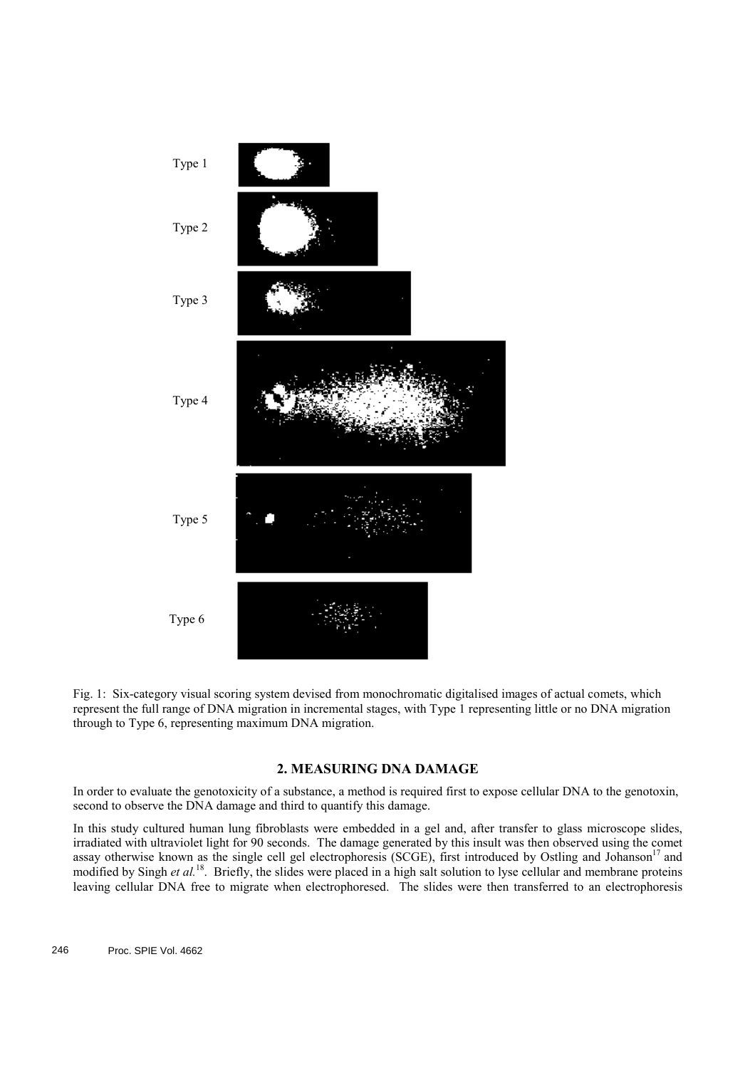Type 1

Type 2

Type 3

Type 4

Type 5

Type 6

Fig. 1: Six-category visual scoring system devised from monochromatic digitalised images of actual comets, which represent the full range of DNA migration in incremental stages, with Type 1 representing little or no DNA migration through to Type 6, representing maximum DNA migration.

## 2. MEASURING DNA DAMAGE

In order to evaluate the genotoxicity of a substance, a method is required first to expose cellular DNA to the genotoxin, second to observe the DNA damage and third to quantify this damage.

In this study cultured human lung fibroblasts were embedded in a gel and, after transfer to glass microscope slides, irradiated with ultraviolet light for 90 seconds. The damage generated by this insult was then observed using the comet assay otherwise known as the single cell gel electrophoresis (SCGE), first introduced by Ostling and Johanson[17] and modified by Singh *et al.*[18]. Briefly, the slides were placed in a high salt solution to lyse cellular and membrane proteins leaving cellular DNA free to migrate when electrophoresed. The slides were then transferred to an electrophoresis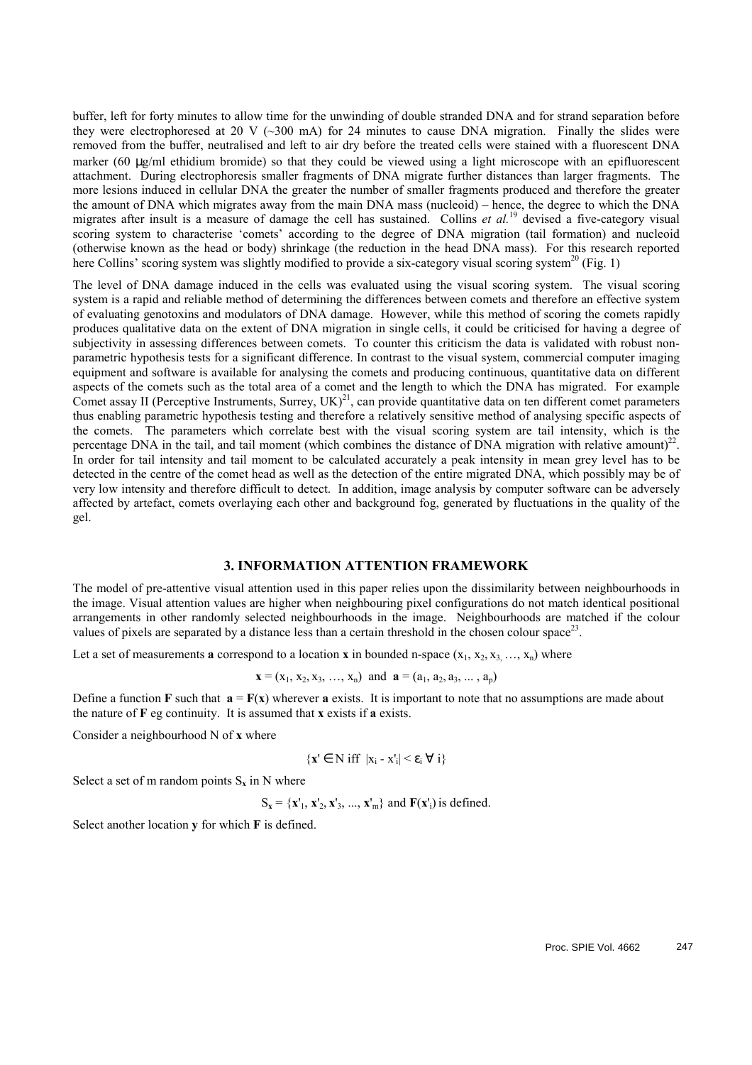buffer, left for forty minutes to allow time for the unwinding of double stranded DNA and for strand separation before they were electrophoresed at 20 V (~300 mA) for 24 minutes to cause DNA migration. Finally the slides were removed from the buffer, neutralised and left to air dry before the treated cells were stained with a fluorescent DNA marker (60 μg/ml ethidium bromide) so that they could be viewed using a light microscope with an epifluorescent attachment. During electrophoresis smaller fragments of DNA migrate further distances than larger fragments. The more lesions induced in cellular DNA the greater the number of smaller fragments produced and therefore the greater the amount of DNA which migrates away from the main DNA mass (nucleoid) – hence, the degree to which the DNA migrates after insult is a measure of damage the cell has sustained. Collins *et al.*[19] devised a five-category visual scoring system to characterise 'comets' according to the degree of DNA migration (tail formation) and nucleoid (otherwise known as the head or body) shrinkage (the reduction in the head DNA mass). For this research reported here Collins' scoring system was slightly modified to provide a six-category visual scoring system[20] (Fig. 1)

The level of DNA damage induced in the cells was evaluated using the visual scoring system. The visual scoring system is a rapid and reliable method of determining the differences between comets and therefore an effective system of evaluating genotoxins and modulators of DNA damage. However, while this method of scoring the comets rapidly produces qualitative data on the extent of DNA migration in single cells, it could be criticised for having a degree of subjectivity in assessing differences between comets. To counter this criticism the data is validated with robust non-parametric hypothesis tests for a significant difference. In contrast to the visual system, commercial computer imaging equipment and software is available for analysing the comets and producing continuous, quantitative data on different aspects of the comets such as the total area of a comet and the length to which the DNA has migrated. For example Comet assay II (Perceptive Instruments, Surrey, UK)[21], can provide quantitative data on ten different comet parameters thus enabling parametric hypothesis testing and therefore a relatively sensitive method of analysing specific aspects of the comets. The parameters which correlate best with the visual scoring system are tail intensity, which is the percentage DNA in the tail, and tail moment (which combines the distance of DNA migration with relative amount)[22]. In order for tail intensity and tail moment to be calculated accurately a peak intensity in mean grey level has to be detected in the centre of the comet head as well as the detection of the entire migrated DNA, which possibly may be of very low intensity and therefore difficult to detect. In addition, image analysis by computer software can be adversely affected by artefact, comets overlaying each other and background fog, generated by fluctuations in the quality of the gel.

## 3. INFORMATION ATTENTION FRAMEWORK

The model of pre-attentive visual attention used in this paper relies upon the dissimilarity between neighbourhoods in the image. Visual attention values are higher when neighbouring pixel configurations do not match identical positional arrangements in other randomly selected neighbourhoods in the image. Neighbourhoods are matched if the colour values of pixels are separated by a distance less than a certain threshold in the chosen colour space[23].

Let a set of measurements **a** correspond to a location **x** in bounded n-space $(x_1, x_2, x_3, \ldots, x_n)$ where

$$\mathbf{x} = (x_1, x_2, x_3, \ldots, x_n) \text{ and } \mathbf{a} = (a_1, a_2, a_3, \ldots, a_p)$$

Define a function **F** such that $\mathbf{a} = \mathbf{F}(\mathbf{x})$ wherever **a** exists. It is important to note that no assumptions are made about the nature of **F** eg continuity. It is assumed that **x** exists if **a** exists.

Consider a neighbourhood N of **x** where

$$\{\mathbf{x}' \in N \text{ iff } |x_i - x'_i| < \varepsilon_i \ \forall \ i\}$$

Select a set of m random points $S_\mathbf{x}$ in N where

$$S_\mathbf{x} = \{\mathbf{x}'_1, \mathbf{x}'_2, \mathbf{x}'_3, \ldots, \mathbf{x}'_m\} \text{ and } \mathbf{F}(\mathbf{x}'_i) \text{ is defined.}$$

Select another location **y** for which **F** is defined.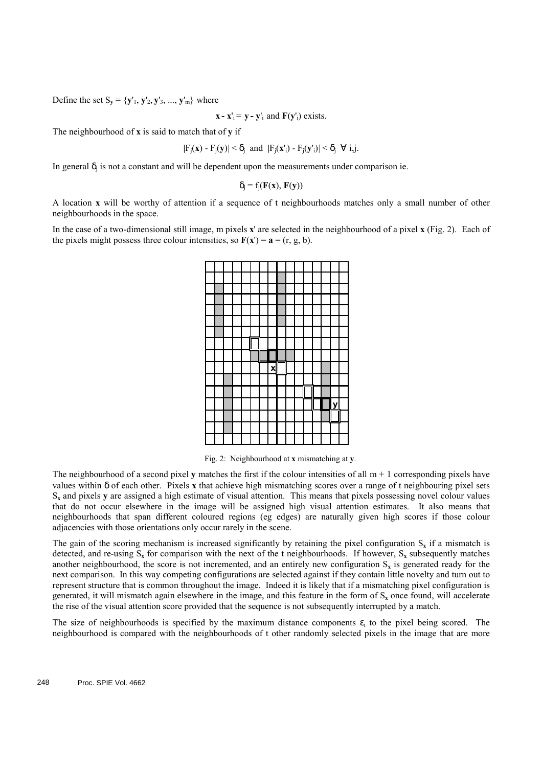Define the set $S_y = \{\mathbf{y}'_1, \mathbf{y}'_2, \mathbf{y}'_3, ..., \mathbf{y}'_m\}$ where

$$\mathbf{x} - \mathbf{x}'_i = \mathbf{y} - \mathbf{y}'_i \text{ and } \mathbf{F}(\mathbf{y}'_i) \text{ exists.}$$

The neighbourhood of **x** is said to match that of **y** if

$$|F_j(\mathbf{x}) - F_j(\mathbf{y})| < \delta_j \text{ and } |F_j(\mathbf{x}'_i) - F_j(\mathbf{y}'_i)| < \delta_j \quad \forall \text{ i,j.}$$

In general $\delta_j$ is not a constant and will be dependent upon the measurements under comparison ie.

$$\delta_j = f_j(\mathbf{F}(\mathbf{x}), \mathbf{F}(\mathbf{y}))$$

A location **x** will be worthy of attention if a sequence of t neighbourhoods matches only a small number of other neighbourhoods in the space.

In the case of a two-dimensional still image, m pixels **x'** are selected in the neighbourhood of a pixel **x** (Fig. 2). Each of the pixels might possess three colour intensities, so $\mathbf{F}(\mathbf{x}') = \mathbf{a} = (r, g, b)$.

Fig. 2: Neighbourhood at **x** mismatching at **y**.

The neighbourhood of a second pixel **y** matches the first if the colour intensities of all m + 1 corresponding pixels have values within $\delta$ of each other. Pixels **x** that achieve high mismatching scores over a range of t neighbouring pixel sets $S_\mathbf{x}$ and pixels **y** are assigned a high estimate of visual attention. This means that pixels possessing novel colour values that do not occur elsewhere in the image will be assigned high visual attention estimates. It also means that neighbourhoods that span different coloured regions (eg edges) are naturally given high scores if those colour adjacencies with those orientations only occur rarely in the scene.

The gain of the scoring mechanism is increased significantly by retaining the pixel configuration $S_\mathbf{x}$ if a mismatch is detected, and re-using $S_\mathbf{x}$ for comparison with the next of the t neighbourhoods. If however, $S_\mathbf{x}$ subsequently matches another neighbourhood, the score is not incremented, and an entirely new configuration $S_\mathbf{x}$ is generated ready for the next comparison. In this way competing configurations are selected against if they contain little novelty and turn out to represent structure that is common throughout the image. Indeed it is likely that if a mismatching pixel configuration is generated, it will mismatch again elsewhere in the image, and this feature in the form of $S_\mathbf{x}$ once found, will accelerate the rise of the visual attention score provided that the sequence is not subsequently interrupted by a match.

The size of neighbourhoods is specified by the maximum distance components $\varepsilon_i$ to the pixel being scored. The neighbourhood is compared with the neighbourhoods of t other randomly selected pixels in the image that are more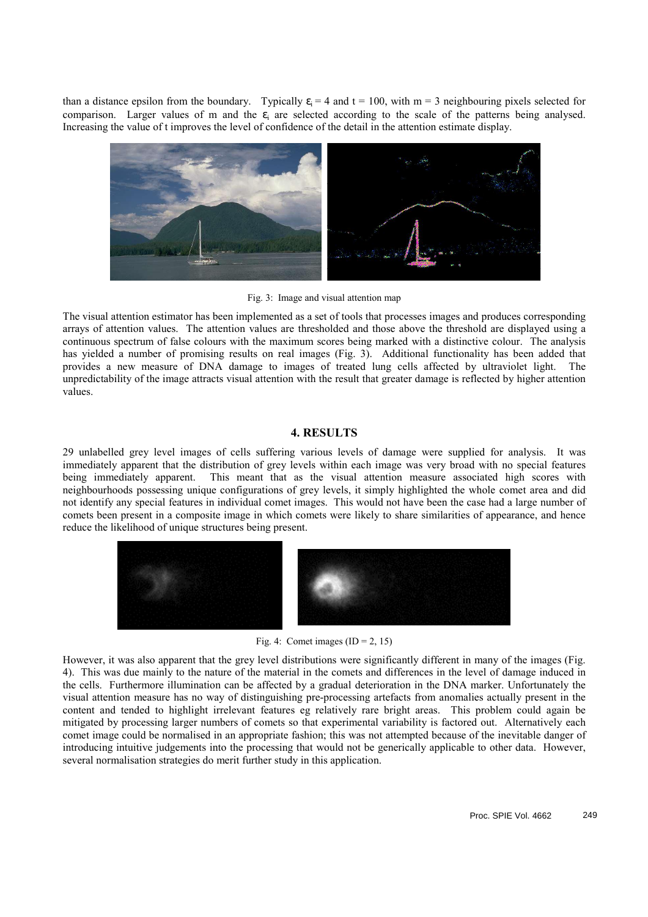than a distance epsilon from the boundary. Typically $\varepsilon_i = 4$ and $t = 100$, with $m = 3$ neighbouring pixels selected for comparison. Larger values of m and the $\varepsilon_i$ are selected according to the scale of the patterns being analysed. Increasing the value of t improves the level of confidence of the detail in the attention estimate display.

Fig. 3: Image and visual attention map

The visual attention estimator has been implemented as a set of tools that processes images and produces corresponding arrays of attention values. The attention values are thresholded and those above the threshold are displayed using a continuous spectrum of false colours with the maximum scores being marked with a distinctive colour. The analysis has yielded a number of promising results on real images (Fig. 3). Additional functionality has been added that provides a new measure of DNA damage to images of treated lung cells affected by ultraviolet light. The unpredictability of the image attracts visual attention with the result that greater damage is reflected by higher attention values.

## 4. RESULTS

29 unlabelled grey level images of cells suffering various levels of damage were supplied for analysis. It was immediately apparent that the distribution of grey levels within each image was very broad with no special features being immediately apparent. This meant that as the visual attention measure associated high scores with neighbourhoods possessing unique configurations of grey levels, it simply highlighted the whole comet area and did not identify any special features in individual comet images. This would not have been the case had a large number of comets been present in a composite image in which comets were likely to share similarities of appearance, and hence reduce the likelihood of unique structures being present.

Fig. 4: Comet images (ID = 2, 15)

However, it was also apparent that the grey level distributions were significantly different in many of the images (Fig. 4). This was due mainly to the nature of the material in the comets and differences in the level of damage induced in the cells. Furthermore illumination can be affected by a gradual deterioration in the DNA marker. Unfortunately the visual attention measure has no way of distinguishing pre-processing artefacts from anomalies actually present in the content and tended to highlight irrelevant features eg relatively rare bright areas. This problem could again be mitigated by processing larger numbers of comets so that experimental variability is factored out. Alternatively each comet image could be normalised in an appropriate fashion; this was not attempted because of the inevitable danger of introducing intuitive judgements into the processing that would not be generically applicable to other data. However, several normalisation strategies do merit further study in this application.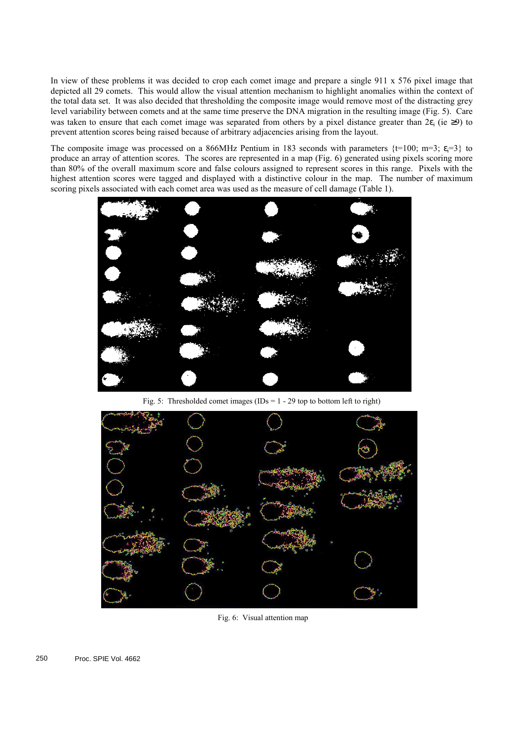In view of these problems it was decided to crop each comet image and prepare a single 911 x 576 pixel image that depicted all 29 comets. This would allow the visual attention mechanism to highlight anomalies within the context of the total data set. It was also decided that thresholding the composite image would remove most of the distracting grey level variability between comets and at the same time preserve the DNA migration in the resulting image (Fig. 5). Care was taken to ensure that each comet image was separated from others by a pixel distance greater than $2\varepsilon_i$ (ie $\geq 9$) to prevent attention scores being raised because of arbitrary adjacencies arising from the layout.

The composite image was processed on a 866MHz Pentium in 183 seconds with parameters {t=100; m=3; $\varepsilon_i$=3} to produce an array of attention scores. The scores are represented in a map (Fig. 6) generated using pixels scoring more than 80% of the overall maximum score and false colours assigned to represent scores in this range. Pixels with the highest attention scores were tagged and displayed with a distinctive colour in the map. The number of maximum scoring pixels associated with each comet area was used as the measure of cell damage (Table 1).

Fig. 5: Thresholded comet images (IDs = 1 - 29 top to bottom left to right)

Fig. 6: Visual attention map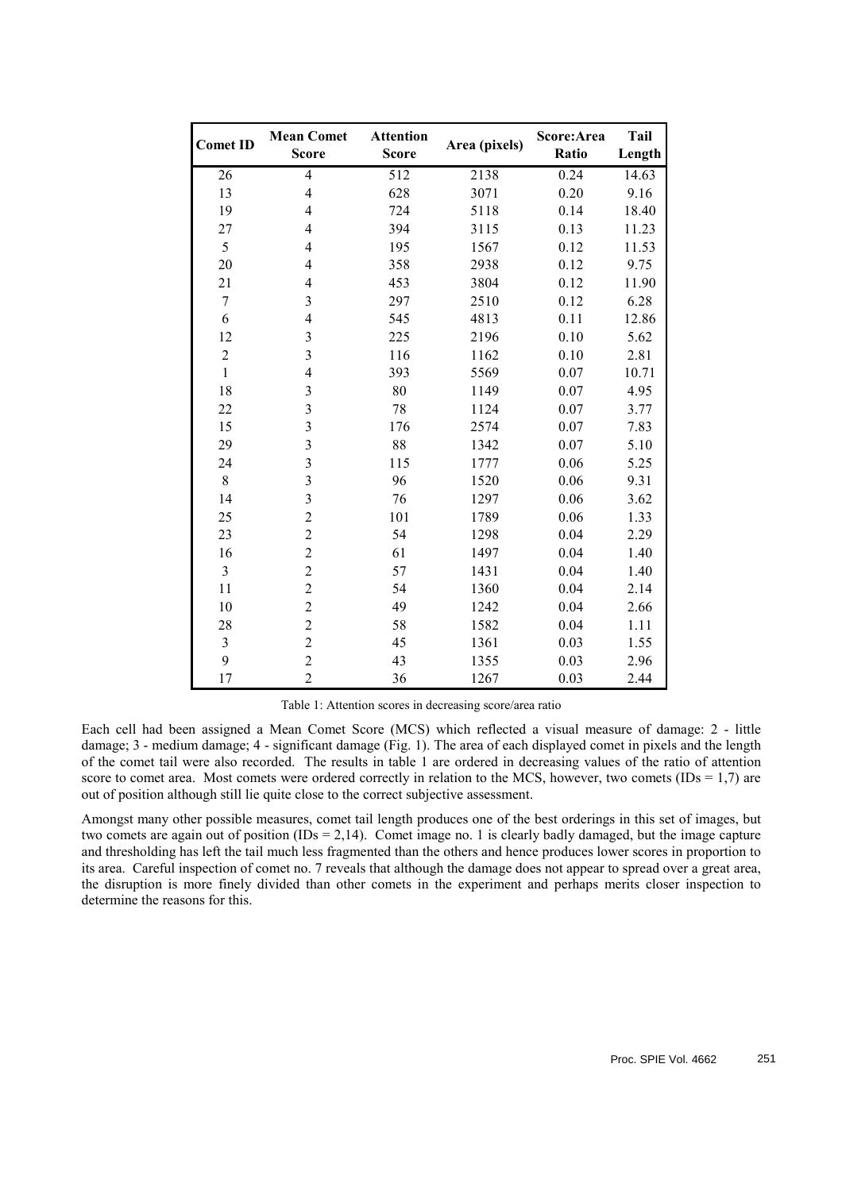| Comet ID | Mean Comet Score | Attention Score | Area (pixels) | Score:Area Ratio | Tail Length |
|---|---|---|---|---|---|
| 26 | 4 | 512 | 2138 | 0.24 | 14.63 |
| 13 | 4 | 628 | 3071 | 0.20 | 9.16 |
| 19 | 4 | 724 | 5118 | 0.14 | 18.40 |
| 27 | 4 | 394 | 3115 | 0.13 | 11.23 |
| 5 | 4 | 195 | 1567 | 0.12 | 11.53 |
| 20 | 4 | 358 | 2938 | 0.12 | 9.75 |
| 21 | 4 | 453 | 3804 | 0.12 | 11.90 |
| 7 | 3 | 297 | 2510 | 0.12 | 6.28 |
| 6 | 4 | 545 | 4813 | 0.11 | 12.86 |
| 12 | 3 | 225 | 2196 | 0.10 | 5.62 |
| 2 | 3 | 116 | 1162 | 0.10 | 2.81 |
| 1 | 4 | 393 | 5569 | 0.07 | 10.71 |
| 18 | 3 | 80 | 1149 | 0.07 | 4.95 |
| 22 | 3 | 78 | 1124 | 0.07 | 3.77 |
| 15 | 3 | 176 | 2574 | 0.07 | 7.83 |
| 29 | 3 | 88 | 1342 | 0.07 | 5.10 |
| 24 | 3 | 115 | 1777 | 0.06 | 5.25 |
| 8 | 3 | 96 | 1520 | 0.06 | 9.31 |
| 14 | 3 | 76 | 1297 | 0.06 | 3.62 |
| 25 | 2 | 101 | 1789 | 0.06 | 1.33 |
| 23 | 2 | 54 | 1298 | 0.04 | 2.29 |
| 16 | 2 | 61 | 1497 | 0.04 | 1.40 |
| 3 | 2 | 57 | 1431 | 0.04 | 1.40 |
| 11 | 2 | 54 | 1360 | 0.04 | 2.14 |
| 10 | 2 | 49 | 1242 | 0.04 | 2.66 |
| 28 | 2 | 58 | 1582 | 0.04 | 1.11 |
| 3 | 2 | 45 | 1361 | 0.03 | 1.55 |
| 9 | 2 | 43 | 1355 | 0.03 | 2.96 |
| 17 | 2 | 36 | 1267 | 0.03 | 2.44 |

Table 1: Attention scores in decreasing score/area ratio

Each cell had been assigned a Mean Comet Score (MCS) which reflected a visual measure of damage: 2 - little damage; 3 - medium damage; 4 - significant damage (Fig. 1). The area of each displayed comet in pixels and the length of the comet tail were also recorded. The results in table 1 are ordered in decreasing values of the ratio of attention score to comet area. Most comets were ordered correctly in relation to the MCS, however, two comets (IDs = 1,7) are out of position although still lie quite close to the correct subjective assessment.

Amongst many other possible measures, comet tail length produces one of the best orderings in this set of images, but two comets are again out of position (IDs = 2,14). Comet image no. 1 is clearly badly damaged, but the image capture and thresholding has left the tail much less fragmented than the others and hence produces lower scores in proportion to its area. Careful inspection of comet no. 7 reveals that although the damage does not appear to spread over a great area, the disruption is more finely divided than other comets in the experiment and perhaps merits closer inspection to determine the reasons for this.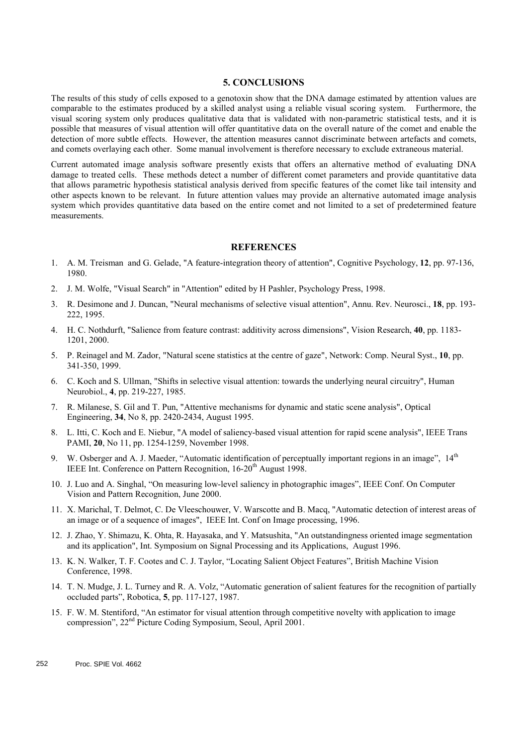## 5. CONCLUSIONS

The results of this study of cells exposed to a genotoxin show that the DNA damage estimated by attention values are comparable to the estimates produced by a skilled analyst using a reliable visual scoring system. Furthermore, the visual scoring system only produces qualitative data that is validated with non-parametric statistical tests, and it is possible that measures of visual attention will offer quantitative data on the overall nature of the comet and enable the detection of more subtle effects. However, the attention measures cannot discriminate between artefacts and comets, and comets overlaying each other. Some manual involvement is therefore necessary to exclude extraneous material.

Current automated image analysis software presently exists that offers an alternative method of evaluating DNA damage to treated cells. These methods detect a number of different comet parameters and provide quantitative data that allows parametric hypothesis statistical analysis derived from specific features of the comet like tail intensity and other aspects known to be relevant. In future attention values may provide an alternative automated image analysis system which provides quantitative data based on the entire comet and not limited to a set of predetermined feature measurements.

## REFERENCES

1. A. M. Treisman and G. Gelade, "A feature-integration theory of attention", Cognitive Psychology, **12**, pp. 97-136, 1980.
2. J. M. Wolfe, "Visual Search" in "Attention" edited by H Pashler, Psychology Press, 1998.
3. R. Desimone and J. Duncan, "Neural mechanisms of selective visual attention", Annu. Rev. Neurosci., **18**, pp. 193-222, 1995.
4. H. C. Nothdurft, "Salience from feature contrast: additivity across dimensions", Vision Research, **40**, pp. 1183-1201, 2000.
5. P. Reinagel and M. Zador, "Natural scene statistics at the centre of gaze", Network: Comp. Neural Syst., **10**, pp. 341-350, 1999.
6. C. Koch and S. Ullman, "Shifts in selective visual attention: towards the underlying neural circuitry", Human Neurobiol., **4**, pp. 219-227, 1985.
7. R. Milanese, S. Gil and T. Pun, "Attentive mechanisms for dynamic and static scene analysis", Optical Engineering, **34**, No 8, pp. 2420-2434, August 1995.
8. L. Itti, C. Koch and E. Niebur, "A model of saliency-based visual attention for rapid scene analysis", IEEE Trans PAMI, **20**, No 11, pp. 1254-1259, November 1998.
9. W. Osberger and A. J. Maeder, "Automatic identification of perceptually important regions in an image", 14th IEEE Int. Conference on Pattern Recognition, 16-20th August 1998.
10. J. Luo and A. Singhal, "On measuring low-level saliency in photographic images", IEEE Conf. On Computer Vision and Pattern Recognition, June 2000.
11. X. Marichal, T. Delmot, C. De Vleeschouwer, V. Warscotte and B. Macq, "Automatic detection of interest areas of an image or of a sequence of images", IEEE Int. Conf on Image processing, 1996.
12. J. Zhao, Y. Shimazu, K. Ohta, R. Hayasaka, and Y. Matsushita, "An outstandingness oriented image segmentation and its application", Int. Symposium on Signal Processing and its Applications, August 1996.
13. K. N. Walker, T. F. Cootes and C. J. Taylor, "Locating Salient Object Features", British Machine Vision Conference, 1998.
14. T. N. Mudge, J. L. Turney and R. A. Volz, "Automatic generation of salient features for the recognition of partially occluded parts", Robotica, **5**, pp. 117-127, 1987.
15. F. W. M. Stentiford, "An estimator for visual attention through competitive novelty with application to image compression", 22nd Picture Coding Symposium, Seoul, April 2001.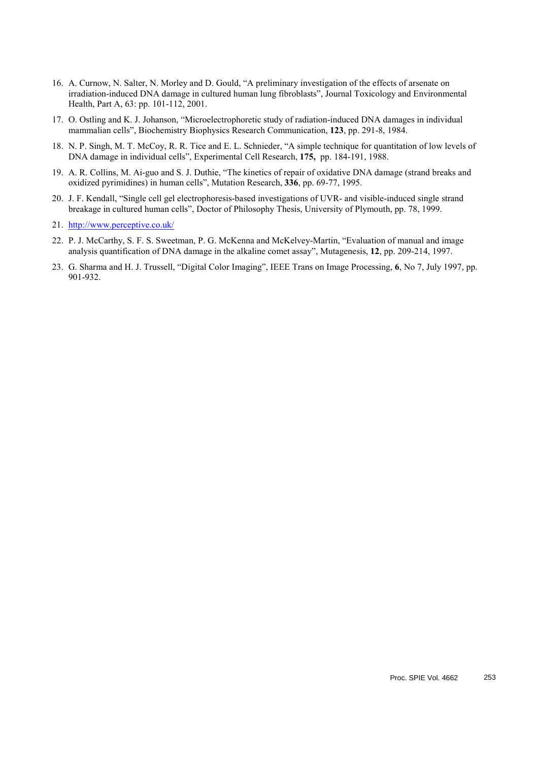16. A. Curnow, N. Salter, N. Morley and D. Gould, "A preliminary investigation of the effects of arsenate on irradiation-induced DNA damage in cultured human lung fibroblasts", Journal Toxicology and Environmental Health, Part A, 63: pp. 101-112, 2001.
17. O. Ostling and K. J. Johanson, "Microelectrophoretic study of radiation-induced DNA damages in individual mammalian cells", Biochemistry Biophysics Research Communication, **123**, pp. 291-8, 1984.
18. N. P. Singh, M. T. McCoy, R. R. Tice and E. L. Schnieder, "A simple technique for quantitation of low levels of DNA damage in individual cells", Experimental Cell Research, **175,** pp. 184-191, 1988.
19. A. R. Collins, M. Ai-guo and S. J. Duthie, "The kinetics of repair of oxidative DNA damage (strand breaks and oxidized pyrimidines) in human cells", Mutation Research, **336**, pp. 69-77, 1995.
20. J. F. Kendall, "Single cell gel electrophoresis-based investigations of UVR- and visible-induced single strand breakage in cultured human cells", Doctor of Philosophy Thesis, University of Plymouth, pp. 78, 1999.
21. http://www.perceptive.co.uk/
22. P. J. McCarthy, S. F. S. Sweetman, P. G. McKenna and McKelvey-Martin, "Evaluation of manual and image analysis quantification of DNA damage in the alkaline comet assay", Mutagenesis, **12**, pp. 209-214, 1997.
23. G. Sharma and H. J. Trussell, "Digital Color Imaging", IEEE Trans on Image Processing, **6**, No 7, July 1997, pp. 901-932.